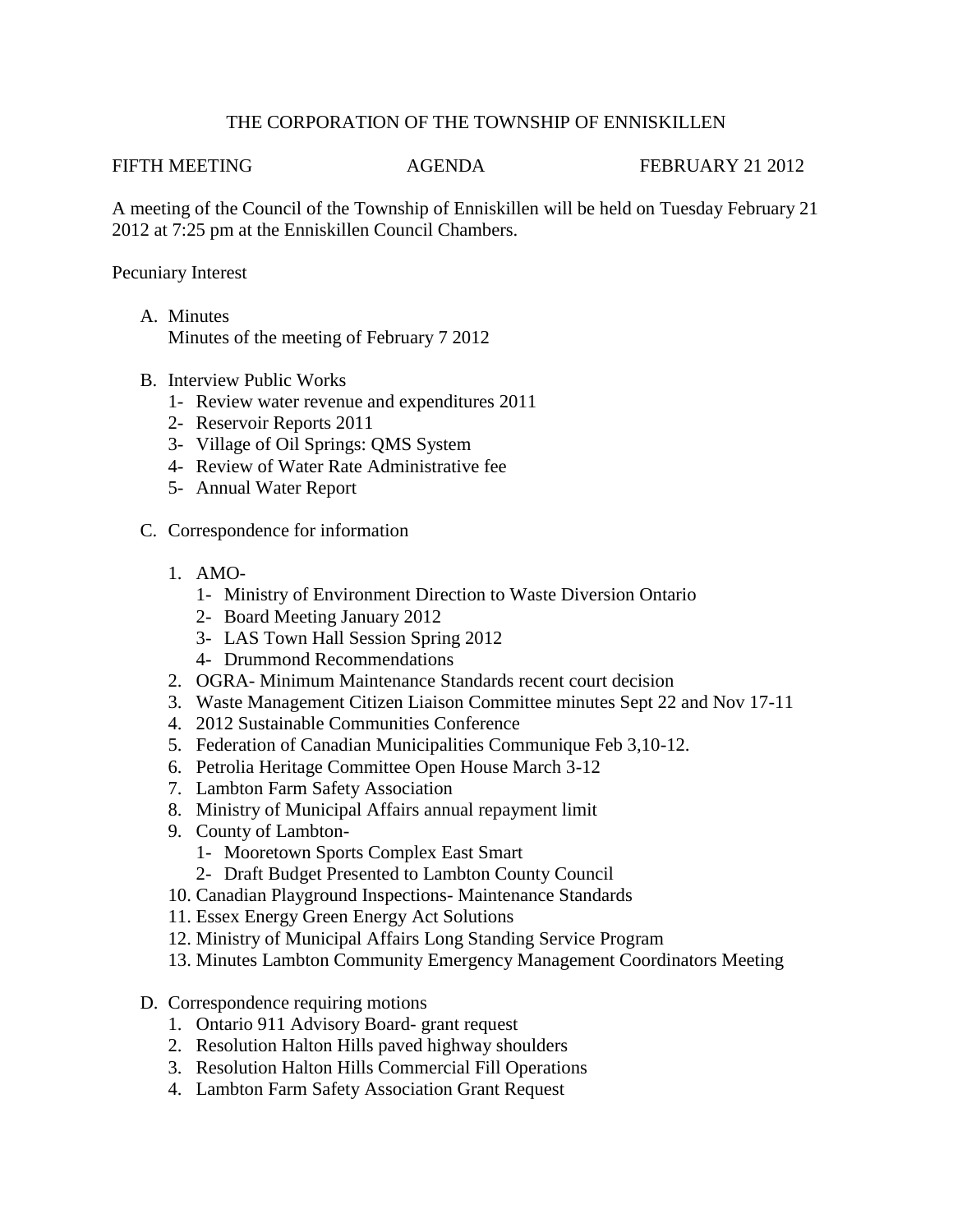# THE CORPORATION OF THE TOWNSHIP OF ENNISKILLEN

FIFTH MEETING AGENDA FEBRUARY 21 2012

A meeting of the Council of the Township of Enniskillen will be held on Tuesday February 21 2012 at 7:25 pm at the Enniskillen Council Chambers.

Pecuniary Interest

A. Minutes
   Minutes of the meeting of February 7 2012

B. Interview Public Works
   1- Review water revenue and expenditures 2011
   2- Reservoir Reports 2011
   3- Village of Oil Springs: QMS System
   4- Review of Water Rate Administrative fee
   5- Annual Water Report

C. Correspondence for information

   1. AMO-
      1- Ministry of Environment Direction to Waste Diversion Ontario
      2- Board Meeting January 2012
      3- LAS Town Hall Session Spring 2012
      4- Drummond Recommendations
   2. OGRA- Minimum Maintenance Standards recent court decision
   3. Waste Management Citizen Liaison Committee minutes Sept 22 and Nov 17-11
   4. 2012 Sustainable Communities Conference
   5. Federation of Canadian Municipalities Communique Feb 3,10-12.
   6. Petrolia Heritage Committee Open House March 3-12
   7. Lambton Farm Safety Association
   8. Ministry of Municipal Affairs annual repayment limit
   9. County of Lambton-
      1- Mooretown Sports Complex East Smart
      2- Draft Budget Presented to Lambton County Council
   10. Canadian Playground Inspections- Maintenance Standards
   11. Essex Energy Green Energy Act Solutions
   12. Ministry of Municipal Affairs Long Standing Service Program
   13. Minutes Lambton Community Emergency Management Coordinators Meeting

D. Correspondence requiring motions
   1. Ontario 911 Advisory Board- grant request
   2. Resolution Halton Hills paved highway shoulders
   3. Resolution Halton Hills Commercial Fill Operations
   4. Lambton Farm Safety Association Grant Request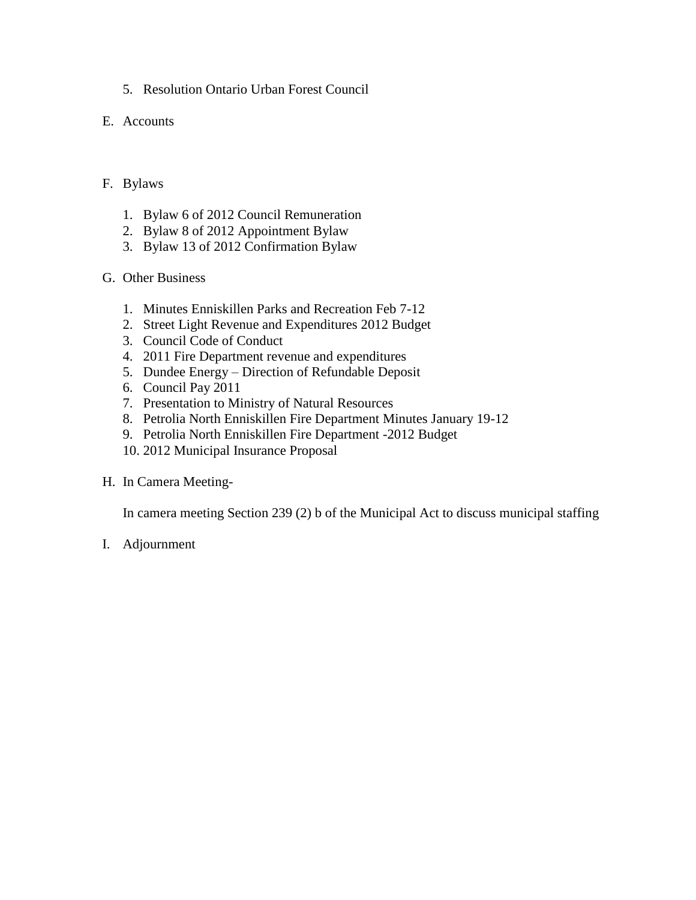5. Resolution Ontario Urban Forest Council

E. Accounts

F. Bylaws

1. Bylaw 6 of 2012 Council Remuneration
2. Bylaw 8 of 2012 Appointment Bylaw
3. Bylaw 13 of 2012 Confirmation Bylaw

G. Other Business

1. Minutes Enniskillen Parks and Recreation Feb 7-12
2. Street Light Revenue and Expenditures 2012 Budget
3. Council Code of Conduct
4. 2011 Fire Department revenue and expenditures
5. Dundee Energy – Direction of Refundable Deposit
6. Council Pay 2011
7. Presentation to Ministry of Natural Resources
8. Petrolia North Enniskillen Fire Department Minutes January 19-12
9. Petrolia North Enniskillen Fire Department -2012 Budget
10. 2012 Municipal Insurance Proposal

H. In Camera Meeting-

In camera meeting Section 239 (2) b of the Municipal Act to discuss municipal staffing

I. Adjournment